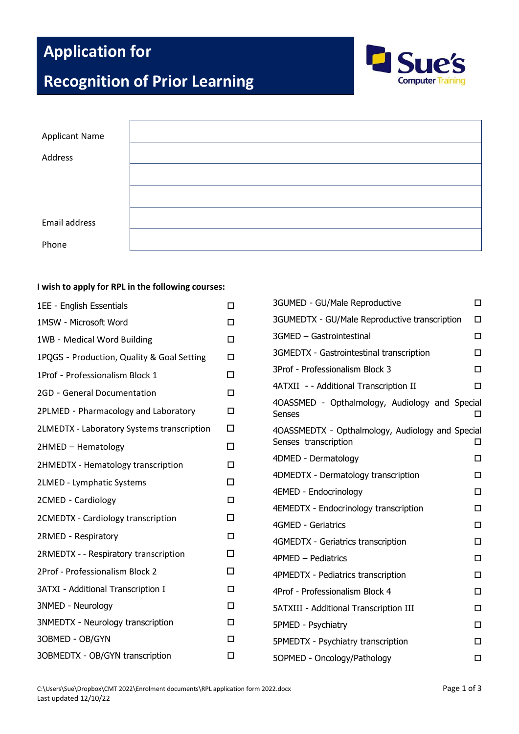# Application for Recognition of Prior Learning

Sue's Computer Training

| | |
|---|---|
| Applicant Name | |
| Address | |
| | |
| | |
| Email address | |
| Phone | |

**I wish to apply for RPL in the following courses:**

- 1EE - English Essentials ☐
- 1MSW - Microsoft Word ☐
- 1WB - Medical Word Building ☐
- 1PQGS - Production, Quality & Goal Setting ☐
- 1Prof - Professionalism Block 1 ☐
- 2GD - General Documentation ☐
- 2PLMED - Pharmacology and Laboratory ☐
- 2LMEDTX - Laboratory Systems transcription ☐
- 2HMED – Hematology ☐
- 2HMEDTX - Hematology transcription ☐
- 2LMED - Lymphatic Systems ☐
- 2CMED - Cardiology ☐
- 2CMEDTX - Cardiology transcription ☐
- 2RMED - Respiratory ☐
- 2RMEDTX - - Respiratory transcription ☐
- 2Prof - Professionalism Block 2 ☐
- 3ATXI - Additional Transcription I ☐
- 3NMED - Neurology ☐
- 3NMEDTX - Neurology transcription ☐
- 3OBMED - OB/GYN ☐
- 3OBMEDTX - OB/GYN transcription ☐
- 3GUMED - GU/Male Reproductive ☐
- 3GUMEDTX - GU/Male Reproductive transcription ☐
- 3GMED – Gastrointestinal ☐
- 3GMEDTX - Gastrointestinal transcription ☐
- 3Prof - Professionalism Block 3 ☐
- 4ATXII - - Additional Transcription II ☐
- 4OASSMED - Opthalmology, Audiology and Special Senses ☐
- 4OASSMEDTX - Opthalmology, Audiology and Special Senses transcription ☐
- 4DMED - Dermatology ☐
- 4DMEDTX - Dermatology transcription ☐
- 4EMED - Endocrinology ☐
- 4EMEDTX - Endocrinology transcription ☐
- 4GMED - Geriatrics ☐
- 4GMEDTX - Geriatrics transcription ☐
- 4PMED – Pediatrics ☐
- 4PMEDTX - Pediatrics transcription ☐
- 4Prof - Professionalism Block 4 ☐
- 5ATXIII - Additional Transcription III ☐
- 5PMED - Psychiatry ☐
- 5PMEDTX - Psychiatry transcription ☐
- 5OPMED - Oncology/Pathology ☐

C:\Users\Sue\Dropbox\CMT 2022\Enrolment documents\RPL application form 2022.docx
Last updated 12/10/22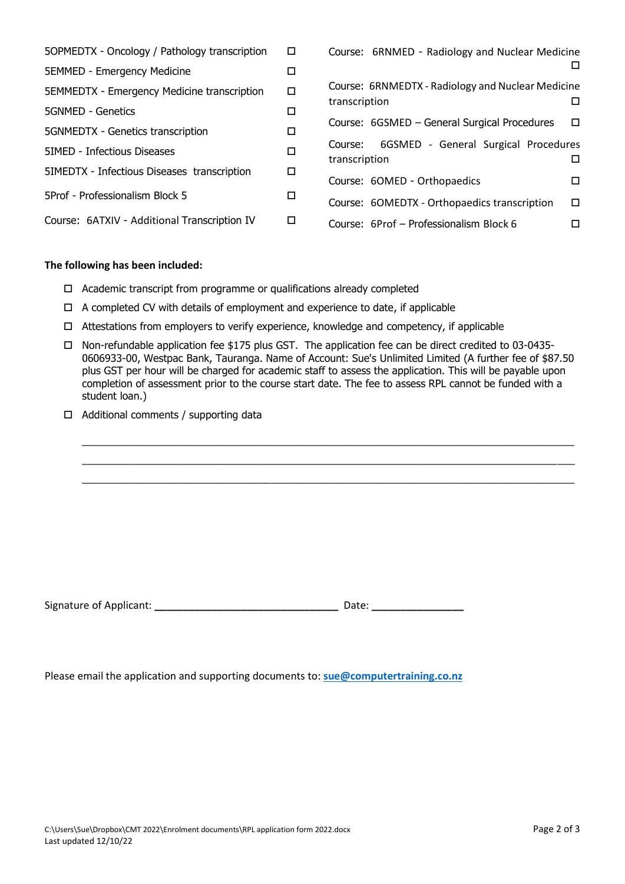- 5OPMEDTX - Oncology / Pathology transcription ☐
- 5EMMED - Emergency Medicine ☐
- 5EMMEDTX - Emergency Medicine transcription ☐
- 5GNMED - Genetics ☐
- 5GNMEDTX - Genetics transcription ☐
- 5IMED - Infectious Diseases ☐
- 5IMEDTX - Infectious Diseases transcription ☐
- 5Prof - Professionalism Block 5 ☐
- Course: 6ATXIV - Additional Transcription IV ☐
- Course: 6RNMED - Radiology and Nuclear Medicine ☐
- Course: 6RNMEDTX - Radiology and Nuclear Medicine transcription ☐
- Course: 6GSMED – General Surgical Procedures ☐
- Course: 6GSMED - General Surgical Procedures transcription ☐
- Course: 6OMED - Orthopaedics ☐
- Course: 6OMEDTX - Orthopaedics transcription ☐
- Course: 6Prof – Professionalism Block 6 ☐

**The following has been included:**

- ☐ Academic transcript from programme or qualifications already completed
- ☐ A completed CV with details of employment and experience to date, if applicable
- ☐ Attestations from employers to verify experience, knowledge and competency, if applicable
- ☐ Non-refundable application fee $175 plus GST. The application fee can be direct credited to 03-0435-0606933-00, Westpac Bank, Tauranga. Name of Account: Sue's Unlimited Limited (A further fee of $87.50 plus GST per hour will be charged for academic staff to assess the application. This will be payable upon completion of assessment prior to the course start date. The fee to assess RPL cannot be funded with a student loan.)
- ☐ Additional comments / supporting data

______________________________________________________________________________

______________________________________________________________________________

______________________________________________________________________________

Signature of Applicant: ______________________________ Date: _______________

Please email the application and supporting documents to: **sue@computertraining.co.nz**

C:\Users\Sue\Dropbox\CMT 2022\Enrolment documents\RPL application form 2022.docx
Last updated 12/10/22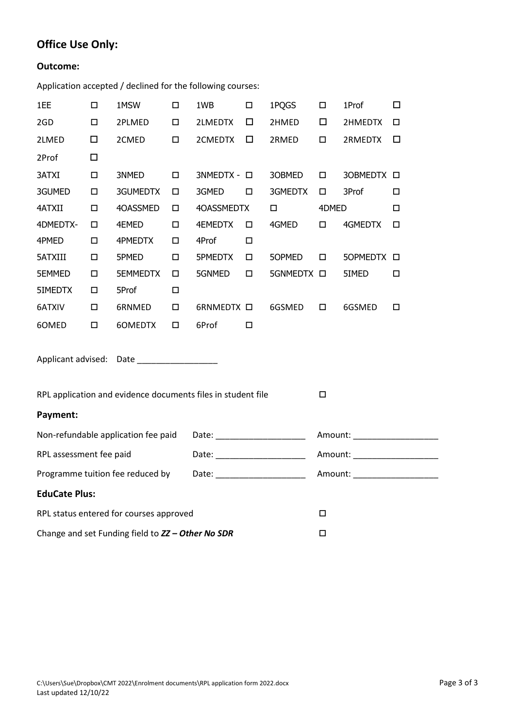## Office Use Only:

### Outcome:

Application accepted / declined for the following courses:

| | | | | | | | | | |
|---|---|---|---|---|---|---|---|---|---|
| 1EE | ☐ | 1MSW | ☐ | 1WB | ☐ | 1PQGS | ☐ | 1Prof | ☐ |
| 2GD | ☐ | 2PLMED | ☐ | 2LMEDTX | ☐ | 2HMED | ☐ | 2HMEDTX | ☐ |
| 2LMED | ☐ | 2CMED | ☐ | 2CMEDTX | ☐ | 2RMED | ☐ | 2RMEDTX | ☐ |
| 2Prof | ☐ | | | | | | | | |
| 3ATXI | ☐ | 3NMED | ☐ | 3NMEDTX - | ☐ | 3OBMED | ☐ | 3OBMEDTX | ☐ |
| 3GUMED | ☐ | 3GUMEDTX | ☐ | 3GMED | ☐ | 3GMEDTX | ☐ | 3Prof | ☐ |
| 4ATXII | ☐ | 4OASSMED | ☐ | 4OASSMEDTX | | ☐ | | 4DMED | ☐ |
| 4DMEDTX- | ☐ | 4EMED | ☐ | 4EMEDTX | ☐ | 4GMED | ☐ | 4GMEDTX | ☐ |
| 4PMED | ☐ | 4PMEDTX | ☐ | 4Prof | ☐ | | | | |
| 5ATXIII | ☐ | 5PMED | ☐ | 5PMEDTX | ☐ | 5OPMED | ☐ | 5OPMEDTX | ☐ |
| 5EMMED | ☐ | 5EMMEDTX | ☐ | 5GNMED | ☐ | 5GNMEDTX | ☐ | 5IMED | ☐ |
| 5IMEDTX | ☐ | 5Prof | ☐ | | | | | | |
| 6ATXIV | ☐ | 6RNMED | ☐ | 6RNMEDTX | ☐ | 6GSMED | ☐ | 6GSMED | ☐ |
| 6OMED | ☐ | 6OMEDTX | ☐ | 6Prof | ☐ | | | | |

Applicant advised: Date _________________

RPL application and evidence documents files in student file ☐

### Payment:

Non-refundable application fee paid Date: ___________________ Amount: ___________________

RPL assessment fee paid Date: ___________________ Amount: ___________________

Programme tuition fee reduced by Date: ___________________ Amount: ___________________

### EduCate Plus:

RPL status entered for courses approved ☐

Change and set Funding field to ***ZZ – Other No SDR*** ☐

C:\Users\Sue\Dropbox\CMT 2022\Enrolment documents\RPL application form 2022.docx
Last updated 12/10/22